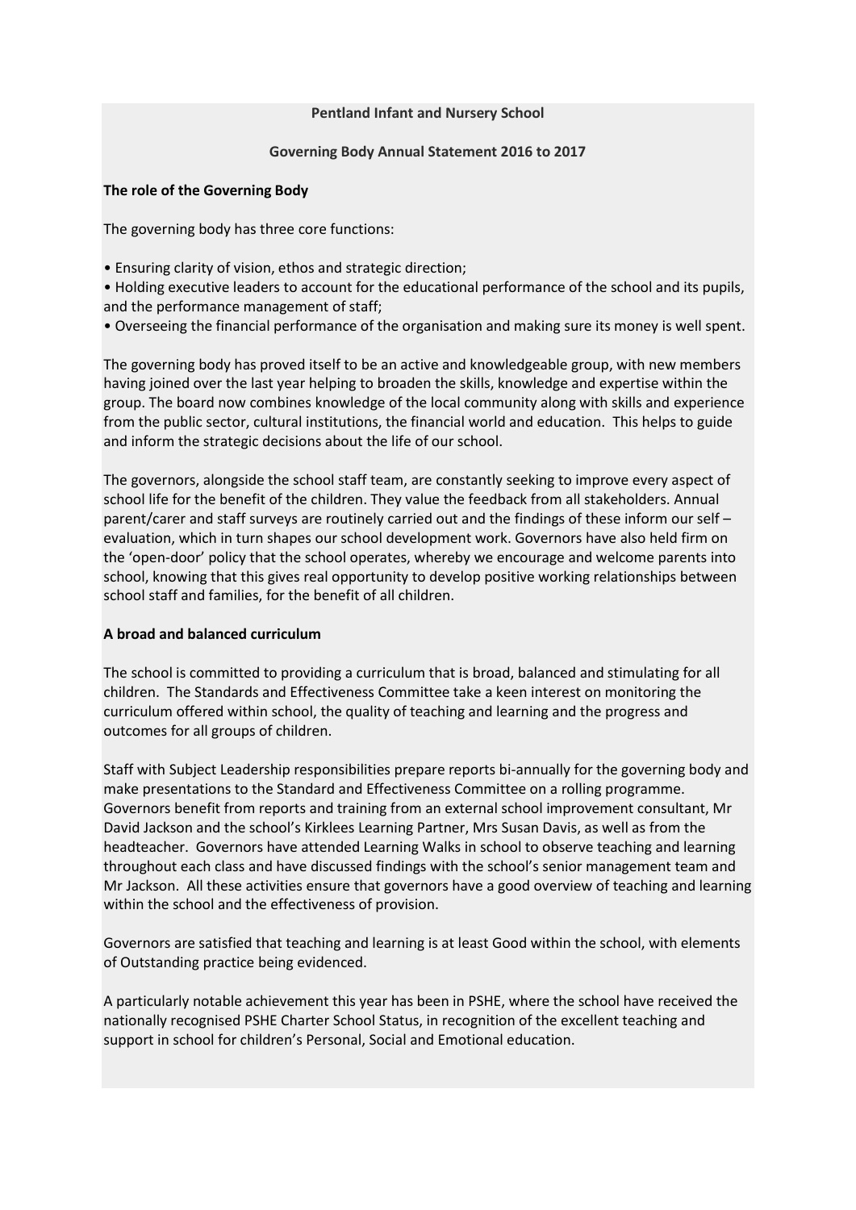**Pentland Infant and Nursery School**

**Governing Body Annual Statement 2016 to 2017**

**The role of the Governing Body**

The governing body has three core functions:

- Ensuring clarity of vision, ethos and strategic direction;
- Holding executive leaders to account for the educational performance of the school and its pupils, and the performance management of staff;
- Overseeing the financial performance of the organisation and making sure its money is well spent.

The governing body has proved itself to be an active and knowledgeable group, with new members having joined over the last year helping to broaden the skills, knowledge and expertise within the group. The board now combines knowledge of the local community along with skills and experience from the public sector, cultural institutions, the financial world and education. This helps to guide and inform the strategic decisions about the life of our school.

The governors, alongside the school staff team, are constantly seeking to improve every aspect of school life for the benefit of the children. They value the feedback from all stakeholders. Annual parent/carer and staff surveys are routinely carried out and the findings of these inform our self – evaluation, which in turn shapes our school development work. Governors have also held firm on the 'open-door' policy that the school operates, whereby we encourage and welcome parents into school, knowing that this gives real opportunity to develop positive working relationships between school staff and families, for the benefit of all children.

**A broad and balanced curriculum**

The school is committed to providing a curriculum that is broad, balanced and stimulating for all children. The Standards and Effectiveness Committee take a keen interest on monitoring the curriculum offered within school, the quality of teaching and learning and the progress and outcomes for all groups of children.

Staff with Subject Leadership responsibilities prepare reports bi-annually for the governing body and make presentations to the Standard and Effectiveness Committee on a rolling programme. Governors benefit from reports and training from an external school improvement consultant, Mr David Jackson and the school's Kirklees Learning Partner, Mrs Susan Davis, as well as from the headteacher. Governors have attended Learning Walks in school to observe teaching and learning throughout each class and have discussed findings with the school's senior management team and Mr Jackson. All these activities ensure that governors have a good overview of teaching and learning within the school and the effectiveness of provision.

Governors are satisfied that teaching and learning is at least Good within the school, with elements of Outstanding practice being evidenced.

A particularly notable achievement this year has been in PSHE, where the school have received the nationally recognised PSHE Charter School Status, in recognition of the excellent teaching and support in school for children's Personal, Social and Emotional education.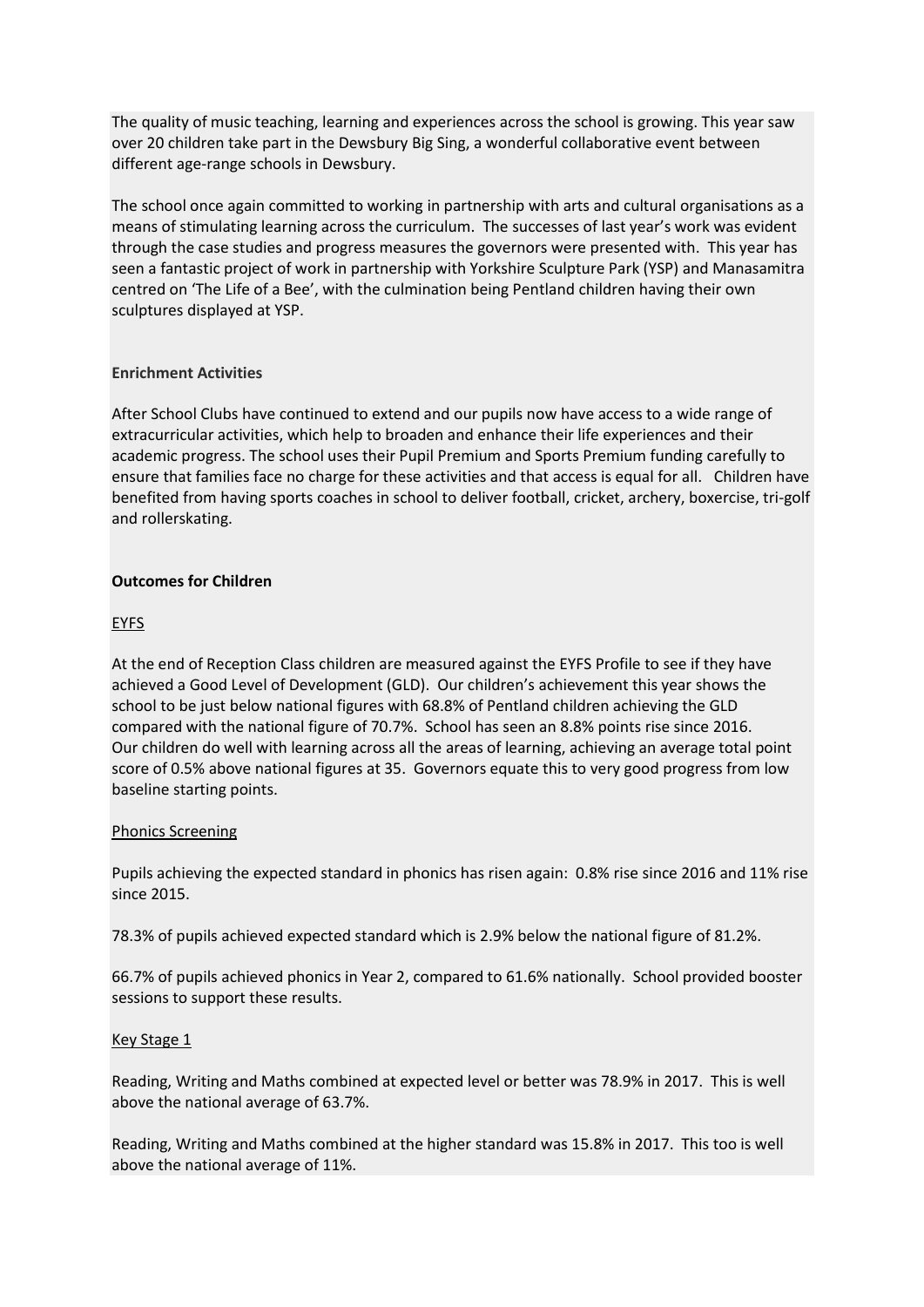The quality of music teaching, learning and experiences across the school is growing. This year saw over 20 children take part in the Dewsbury Big Sing, a wonderful collaborative event between different age-range schools in Dewsbury.

The school once again committed to working in partnership with arts and cultural organisations as a means of stimulating learning across the curriculum. The successes of last year's work was evident through the case studies and progress measures the governors were presented with. This year has seen a fantastic project of work in partnership with Yorkshire Sculpture Park (YSP) and Manasamitra centred on 'The Life of a Bee', with the culmination being Pentland children having their own sculptures displayed at YSP.

**Enrichment Activities**

After School Clubs have continued to extend and our pupils now have access to a wide range of extracurricular activities, which help to broaden and enhance their life experiences and their academic progress. The school uses their Pupil Premium and Sports Premium funding carefully to ensure that families face no charge for these activities and that access is equal for all. Children have benefited from having sports coaches in school to deliver football, cricket, archery, boxercise, tri-golf and rollerskating.

## Outcomes for Children

### EYFS

At the end of Reception Class children are measured against the EYFS Profile to see if they have achieved a Good Level of Development (GLD). Our children's achievement this year shows the school to be just below national figures with 68.8% of Pentland children achieving the GLD compared with the national figure of 70.7%. School has seen an 8.8% points rise since 2016. Our children do well with learning across all the areas of learning, achieving an average total point score of 0.5% above national figures at 35. Governors equate this to very good progress from low baseline starting points.

### Phonics Screening

Pupils achieving the expected standard in phonics has risen again: 0.8% rise since 2016 and 11% rise since 2015.

78.3% of pupils achieved expected standard which is 2.9% below the national figure of 81.2%.

66.7% of pupils achieved phonics in Year 2, compared to 61.6% nationally. School provided booster sessions to support these results.

### Key Stage 1

Reading, Writing and Maths combined at expected level or better was 78.9% in 2017. This is well above the national average of 63.7%.

Reading, Writing and Maths combined at the higher standard was 15.8% in 2017. This too is well above the national average of 11%.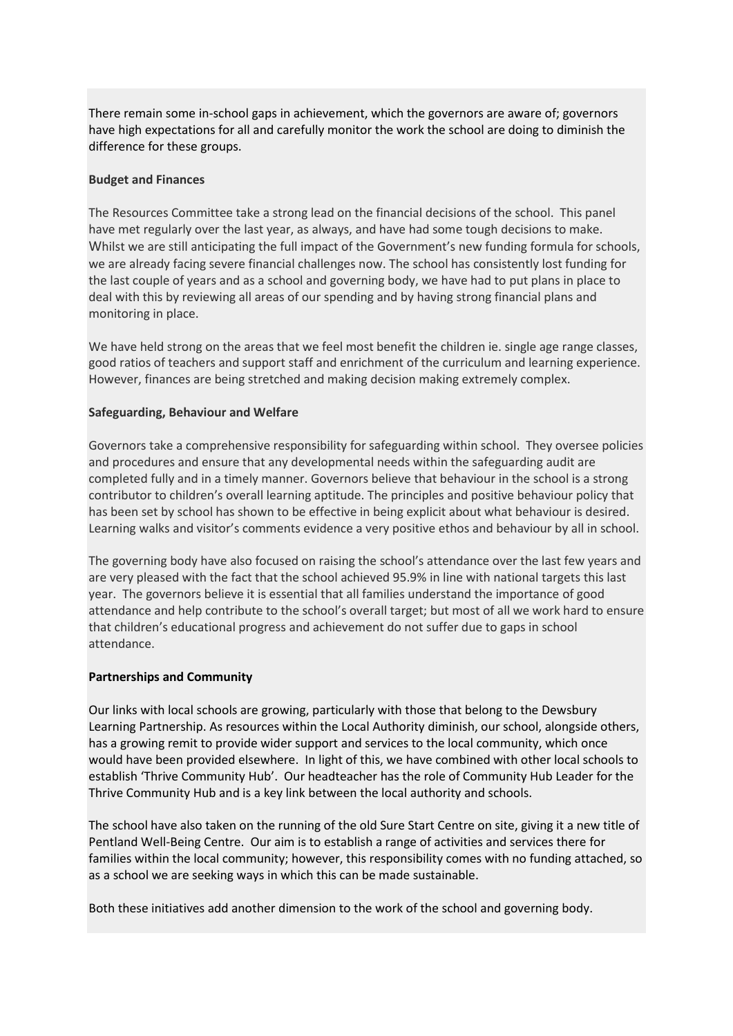There remain some in-school gaps in achievement, which the governors are aware of; governors have high expectations for all and carefully monitor the work the school are doing to diminish the difference for these groups.

**Budget and Finances**

The Resources Committee take a strong lead on the financial decisions of the school. This panel have met regularly over the last year, as always, and have had some tough decisions to make. Whilst we are still anticipating the full impact of the Government's new funding formula for schools, we are already facing severe financial challenges now. The school has consistently lost funding for the last couple of years and as a school and governing body, we have had to put plans in place to deal with this by reviewing all areas of our spending and by having strong financial plans and monitoring in place.

We have held strong on the areas that we feel most benefit the children ie. single age range classes, good ratios of teachers and support staff and enrichment of the curriculum and learning experience. However, finances are being stretched and making decision making extremely complex.

**Safeguarding, Behaviour and Welfare**

Governors take a comprehensive responsibility for safeguarding within school. They oversee policies and procedures and ensure that any developmental needs within the safeguarding audit are completed fully and in a timely manner. Governors believe that behaviour in the school is a strong contributor to children's overall learning aptitude. The principles and positive behaviour policy that has been set by school has shown to be effective in being explicit about what behaviour is desired. Learning walks and visitor's comments evidence a very positive ethos and behaviour by all in school.

The governing body have also focused on raising the school's attendance over the last few years and are very pleased with the fact that the school achieved 95.9% in line with national targets this last year. The governors believe it is essential that all families understand the importance of good attendance and help contribute to the school's overall target; but most of all we work hard to ensure that children's educational progress and achievement do not suffer due to gaps in school attendance.

**Partnerships and Community**

Our links with local schools are growing, particularly with those that belong to the Dewsbury Learning Partnership. As resources within the Local Authority diminish, our school, alongside others, has a growing remit to provide wider support and services to the local community, which once would have been provided elsewhere. In light of this, we have combined with other local schools to establish 'Thrive Community Hub'. Our headteacher has the role of Community Hub Leader for the Thrive Community Hub and is a key link between the local authority and schools.

The school have also taken on the running of the old Sure Start Centre on site, giving it a new title of Pentland Well-Being Centre. Our aim is to establish a range of activities and services there for families within the local community; however, this responsibility comes with no funding attached, so as a school we are seeking ways in which this can be made sustainable.

Both these initiatives add another dimension to the work of the school and governing body.